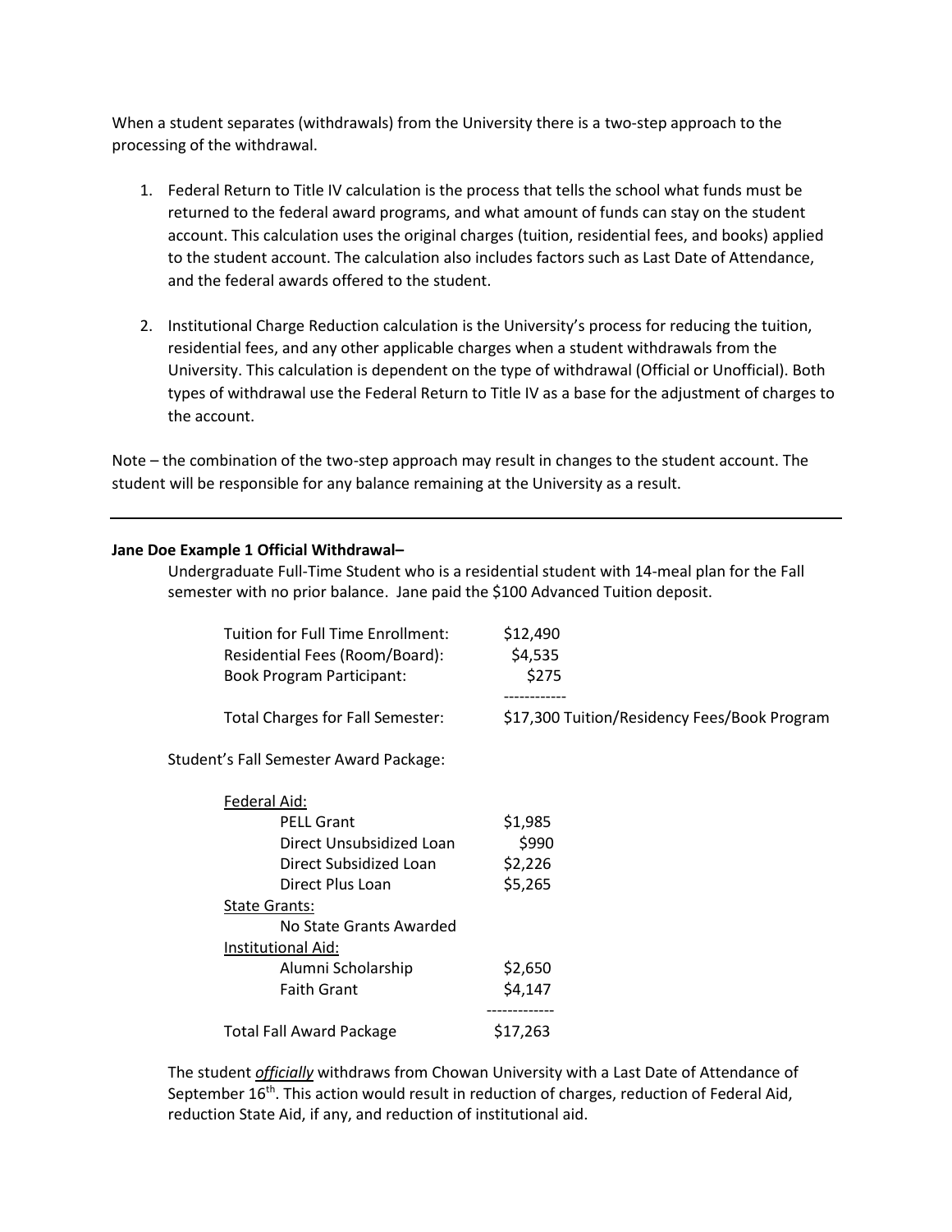When a student separates (withdrawals) from the University there is a two-step approach to the processing of the withdrawal.

1. Federal Return to Title IV calculation is the process that tells the school what funds must be returned to the federal award programs, and what amount of funds can stay on the student account. This calculation uses the original charges (tuition, residential fees, and books) applied to the student account. The calculation also includes factors such as Last Date of Attendance, and the federal awards offered to the student.

2. Institutional Charge Reduction calculation is the University's process for reducing the tuition, residential fees, and any other applicable charges when a student withdrawals from the University. This calculation is dependent on the type of withdrawal (Official or Unofficial). Both types of withdrawal use the Federal Return to Title IV as a base for the adjustment of charges to the account.

Note – the combination of the two-step approach may result in changes to the student account. The student will be responsible for any balance remaining at the University as a result.

---

**Jane Doe Example 1 Official Withdrawal–**

Undergraduate Full-Time Student who is a residential student with 14-meal plan for the Fall semester with no prior balance. Jane paid the $100 Advanced Tuition deposit.

| | |
|---|---|
| Tuition for Full Time Enrollment: | $12,490 |
| Residential Fees (Room/Board): | $4,535 |
| Book Program Participant: | $275 |
| Total Charges for Fall Semester: | $17,300 Tuition/Residency Fees/Book Program |

Student's Fall Semester Award Package:

| | |
|---|---|
| Federal Aid: | |
| PELL Grant | $1,985 |
| Direct Unsubsidized Loan | $990 |
| Direct Subsidized Loan | $2,226 |
| Direct Plus Loan | $5,265 |
| State Grants: | |
| No State Grants Awarded | |
| Institutional Aid: | |
| Alumni Scholarship | $2,650 |
| Faith Grant | $4,147 |
| Total Fall Award Package | $17,263 |

The student ***officially*** withdraws from Chowan University with a Last Date of Attendance of September 16th. This action would result in reduction of charges, reduction of Federal Aid, reduction State Aid, if any, and reduction of institutional aid.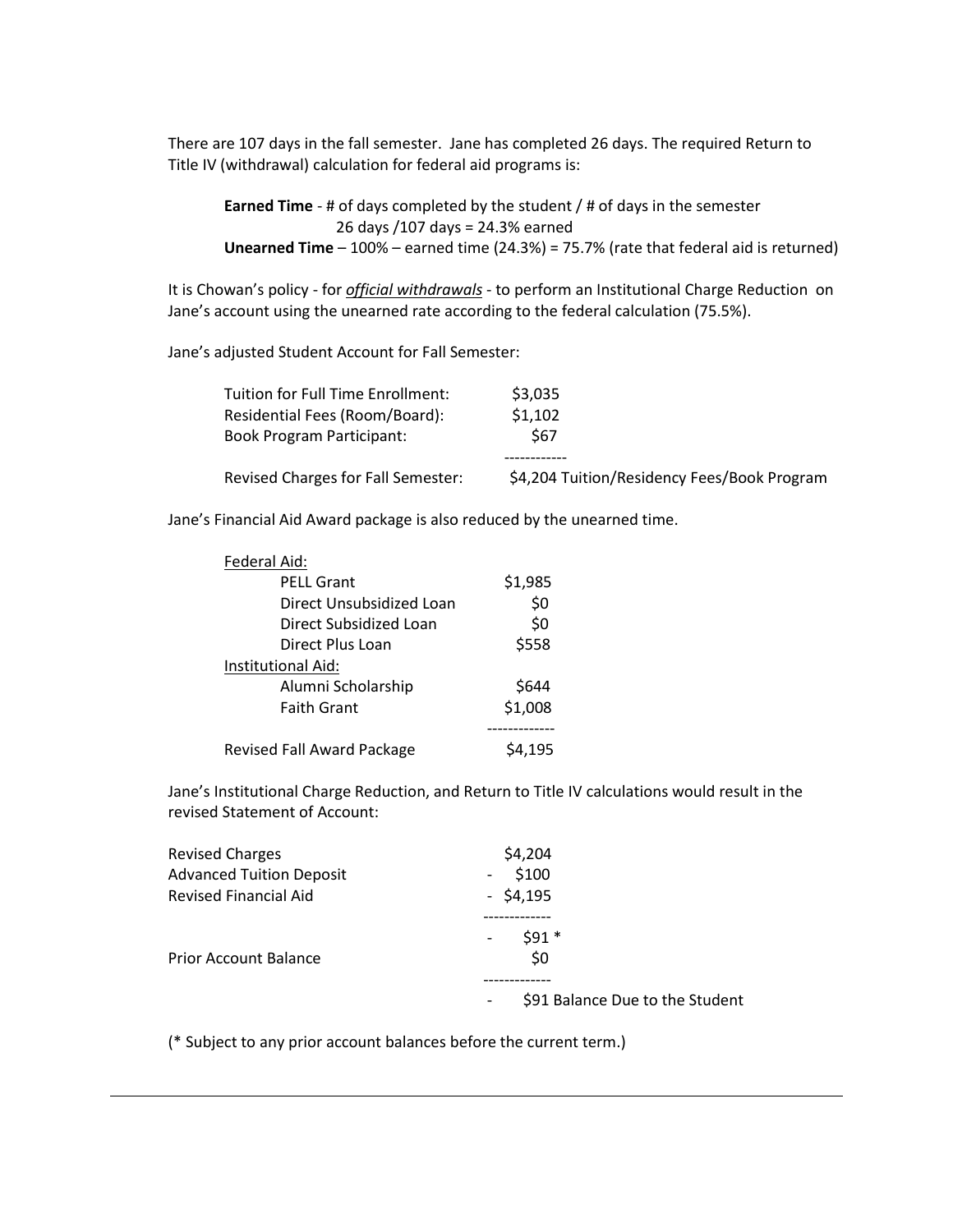There are 107 days in the fall semester. Jane has completed 26 days. The required Return to Title IV (withdrawal) calculation for federal aid programs is:

**Earned Time** - # of days completed by the student / # of days in the semester
26 days /107 days = 24.3% earned
**Unearned Time** – 100% – earned time (24.3%) = 75.7% (rate that federal aid is returned)

It is Chowan's policy - for ***official withdrawals*** - to perform an Institutional Charge Reduction on Jane's account using the unearned rate according to the federal calculation (75.5%).

Jane's adjusted Student Account for Fall Semester:

| | |
|---|---|
| Tuition for Full Time Enrollment: | $3,035 |
| Residential Fees (Room/Board): | $1,102 |
| Book Program Participant: | $67 |
| | ------------ |
| Revised Charges for Fall Semester: | $4,204 Tuition/Residency Fees/Book Program |

Jane's Financial Aid Award package is also reduced by the unearned time.

| | |
|---|---|
| <u>Federal Aid:</u> | |
| PELL Grant | $1,985 |
| Direct Unsubsidized Loan | $0 |
| Direct Subsidized Loan | $0 |
| Direct Plus Loan | $558 |
| <u>Institutional Aid:</u> | |
| Alumni Scholarship | $644 |
| Faith Grant | $1,008 |
| | ------------ |
| Revised Fall Award Package | $4,195 |

Jane's Institutional Charge Reduction, and Return to Title IV calculations would result in the revised Statement of Account:

| | |
|---|---|
| Revised Charges | $4,204 |
| Advanced Tuition Deposit | - $100 |
| Revised Financial Aid | - $4,195 |
| | ------------ |
| | - $91 * |
| Prior Account Balance | $0 |
| | ------------ |
| | - $91 Balance Due to the Student |

(* Subject to any prior account balances before the current term.)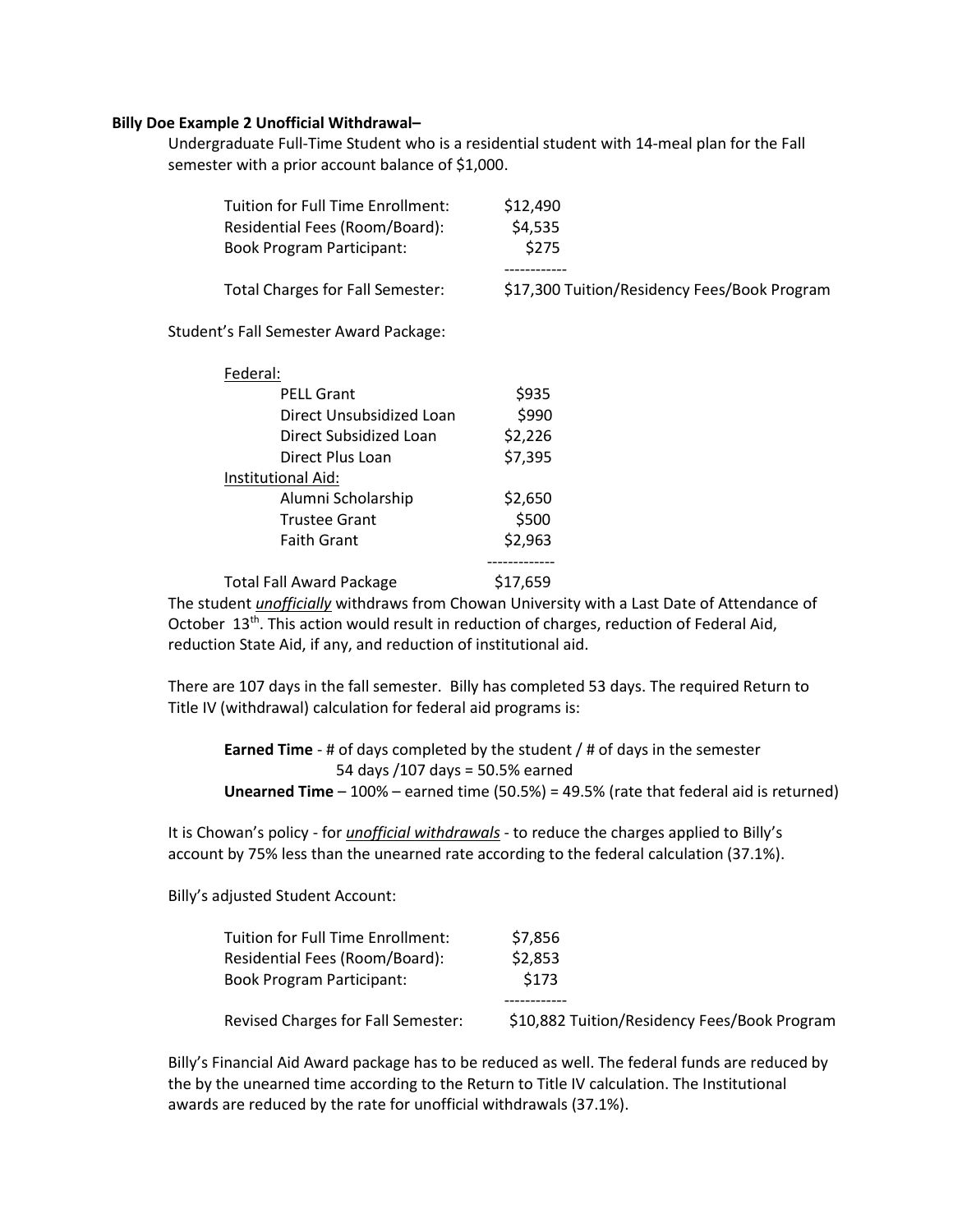**Billy Doe Example 2 Unofficial Withdrawal–**

Undergraduate Full-Time Student who is a residential student with 14-meal plan for the Fall semester with a prior account balance of $1,000.

| | |
|---|---|
| Tuition for Full Time Enrollment: | $12,490 |
| Residential Fees (Room/Board): | $4,535 |
| Book Program Participant: | $275 |
| | ------------ |
| Total Charges for Fall Semester: | $17,300 Tuition/Residency Fees/Book Program |

Student's Fall Semester Award Package:

| | |
|---|---|
| Federal: | |
| PELL Grant | $935 |
| Direct Unsubsidized Loan | $990 |
| Direct Subsidized Loan | $2,226 |
| Direct Plus Loan | $7,395 |
| Institutional Aid: | |
| Alumni Scholarship | $2,650 |
| Trustee Grant | $500 |
| Faith Grant | $2,963 |
| | ------------- |
| Total Fall Award Package | $17,659 |

The student *unofficially* withdraws from Chowan University with a Last Date of Attendance of October 13th. This action would result in reduction of charges, reduction of Federal Aid, reduction State Aid, if any, and reduction of institutional aid.

There are 107 days in the fall semester. Billy has completed 53 days. The required Return to Title IV (withdrawal) calculation for federal aid programs is:

**Earned Time** - # of days completed by the student / # of days in the semester
54 days /107 days = 50.5% earned
**Unearned Time** – 100% – earned time (50.5%) = 49.5% (rate that federal aid is returned)

It is Chowan's policy - for *unofficial withdrawals* - to reduce the charges applied to Billy's account by 75% less than the unearned rate according to the federal calculation (37.1%).

Billy's adjusted Student Account:

| | |
|---|---|
| Tuition for Full Time Enrollment: | $7,856 |
| Residential Fees (Room/Board): | $2,853 |
| Book Program Participant: | $173 |
| | ------------ |
| Revised Charges for Fall Semester: | $10,882 Tuition/Residency Fees/Book Program |

Billy's Financial Aid Award package has to be reduced as well. The federal funds are reduced by the by the unearned time according to the Return to Title IV calculation. The Institutional awards are reduced by the rate for unofficial withdrawals (37.1%).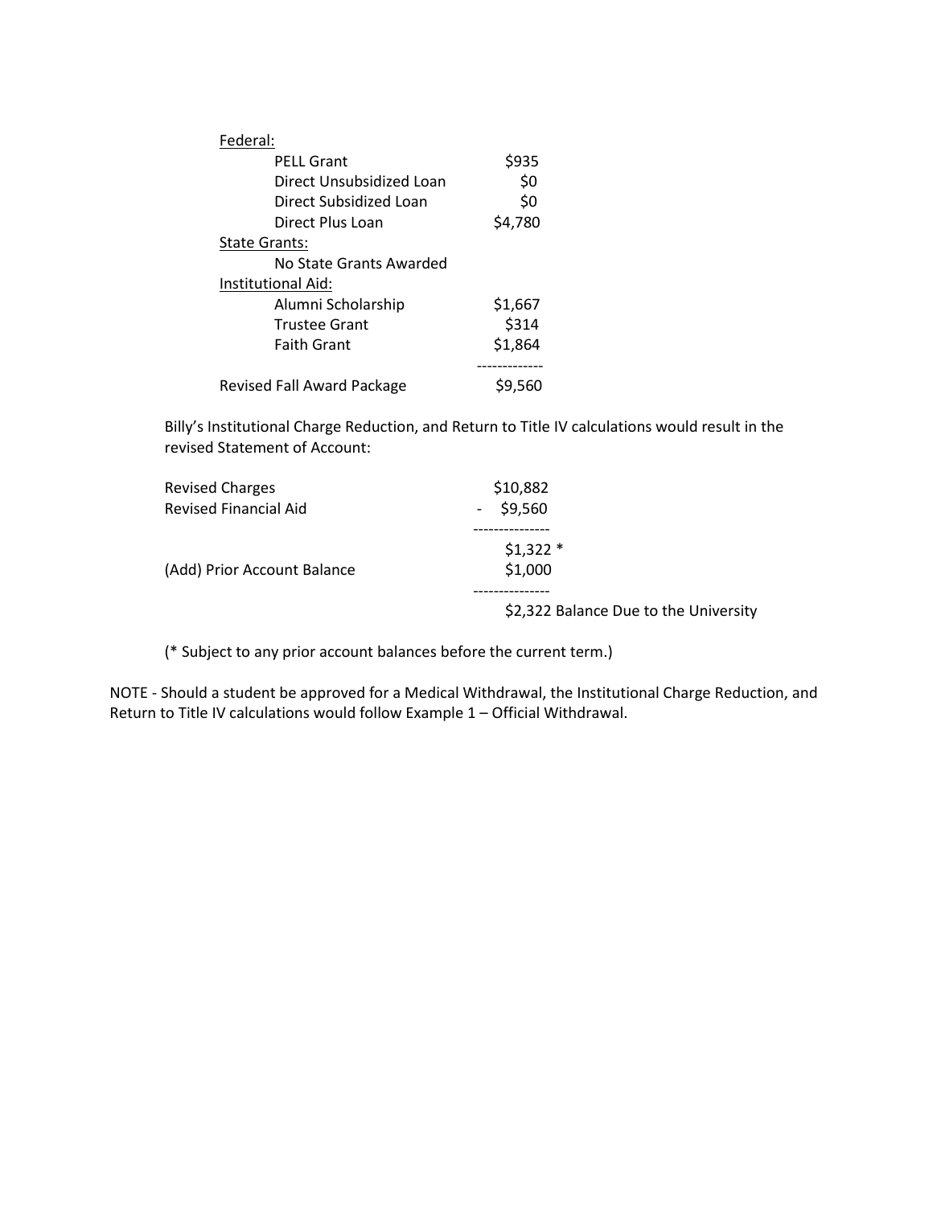| | |
|---|---|
| Federal: | |
| PELL Grant | $935 |
| Direct Unsubsidized Loan | $0 |
| Direct Subsidized Loan | $0 |
| Direct Plus Loan | $4,780 |
| State Grants: | |
| No State Grants Awarded | |
| Institutional Aid: | |
| Alumni Scholarship | $1,667 |
| Trustee Grant | $314 |
| Faith Grant | $1,864 |
| | ------------ |
| Revised Fall Award Package | $9,560 |

Billy's Institutional Charge Reduction, and Return to Title IV calculations would result in the revised Statement of Account:

| | |
|---|---|
| Revised Charges | $10,882 |
| Revised Financial Aid | - $9,560 |
| | -------------- |
| | $1,322 * |
| (Add) Prior Account Balance | $1,000 |
| | -------------- |
| | $2,322 Balance Due to the University |

(* Subject to any prior account balances before the current term.)

NOTE - Should a student be approved for a Medical Withdrawal, the Institutional Charge Reduction, and Return to Title IV calculations would follow Example 1 – Official Withdrawal.